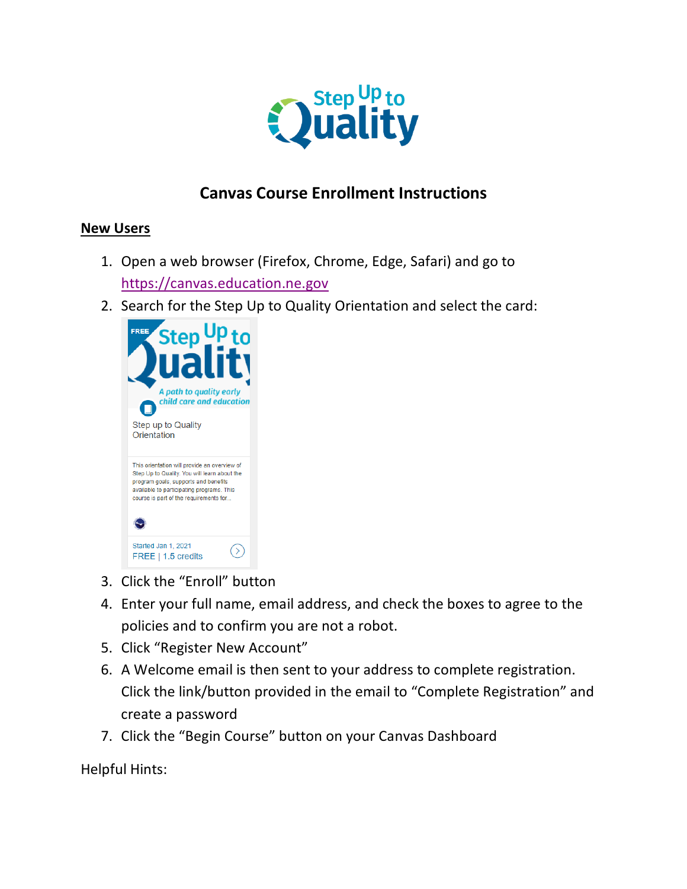# Canvas Course Enrollment Instructions

## New Users

1. Open a web browser (Firefox, Chrome, Edge, Safari) and go to https://canvas.education.ne.gov
2. Search for the Step Up to Quality Orientation and select the card:
3. Click the "Enroll" button
4. Enter your full name, email address, and check the boxes to agree to the policies and to confirm you are not a robot.
5. Click "Register New Account"
6. A Welcome email is then sent to your address to complete registration. Click the link/button provided in the email to "Complete Registration" and create a password
7. Click the "Begin Course" button on your Canvas Dashboard

Helpful Hints: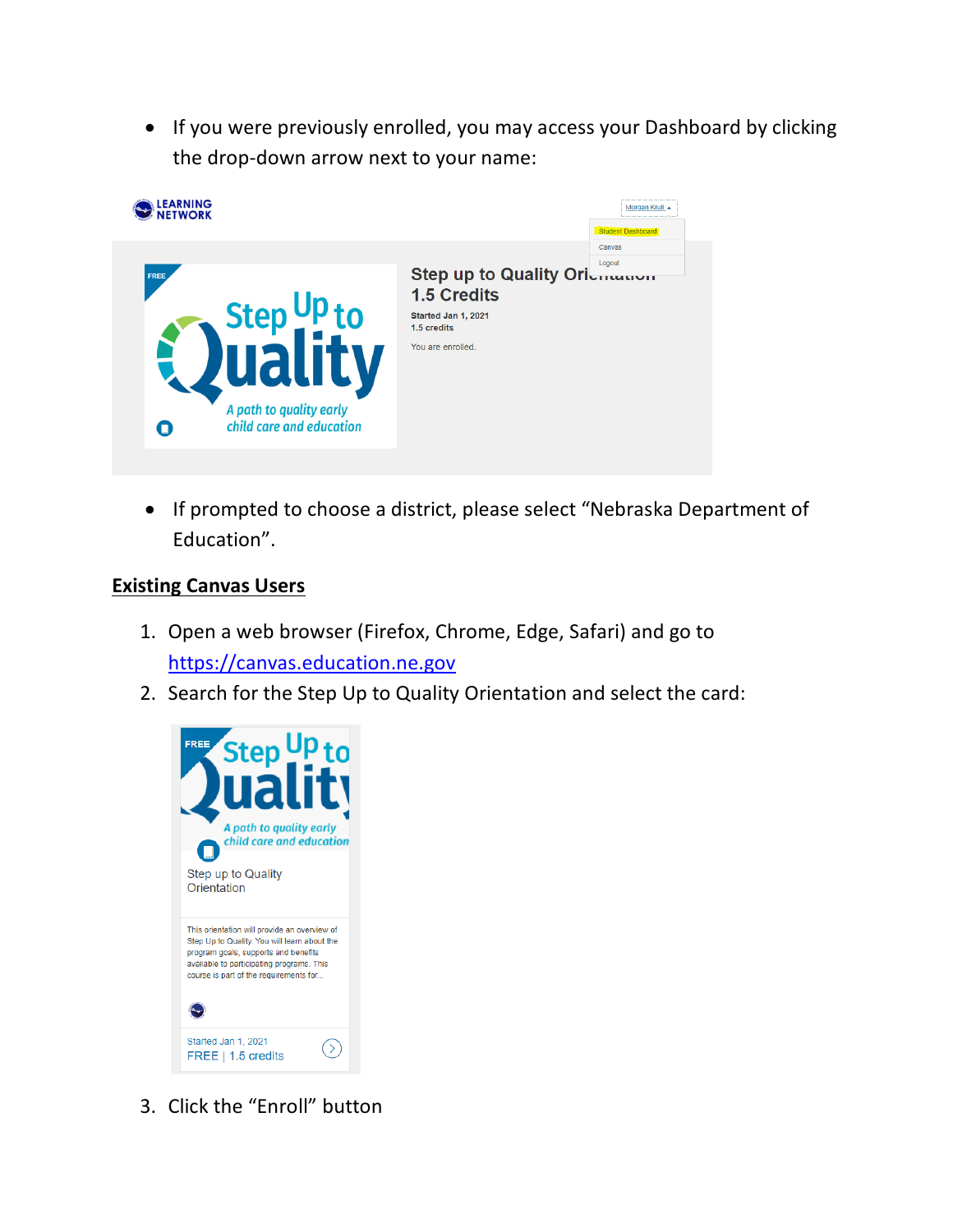- If you were previously enrolled, you may access your Dashboard by clicking the drop-down arrow next to your name:

- If prompted to choose a district, please select "Nebraska Department of Education".

## Existing Canvas Users

1. Open a web browser (Firefox, Chrome, Edge, Safari) and go to [https://canvas.education.ne.gov](https://canvas.education.ne.gov)
2. Search for the Step Up to Quality Orientation and select the card:

3. Click the "Enroll" button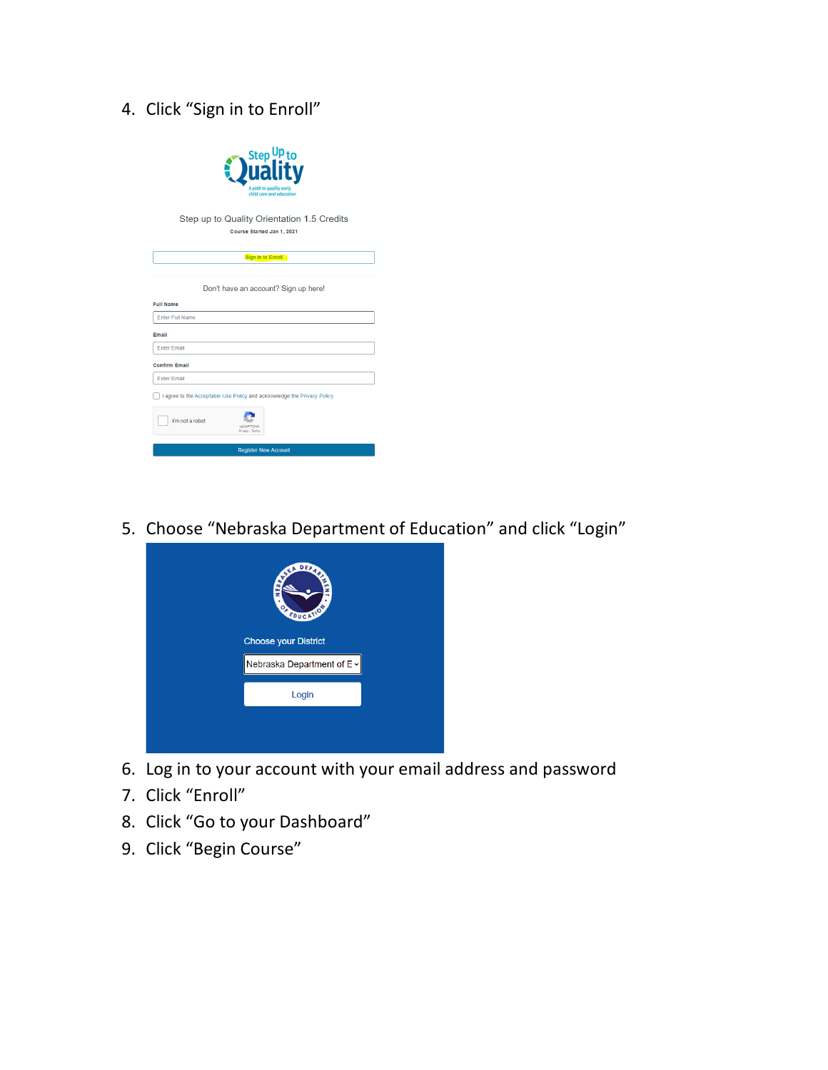4. Click “Sign in to Enroll”

Step Up to Quality

A path to quality early child care and education

Step up to Quality Orientation 1.5 Credits

Course Started Jan 1, 2021

Sign in to Enroll

Don't have an account? Sign up here!

Full Name

Enter Full Name

Email

Enter Email

Confirm Email

Enter Email

I agree to the Acceptable Use Policy and acknowledge the Privacy Policy

I'm not a robot

reCAPTCHA
Privacy - Terms

Register New Account

5. Choose “Nebraska Department of Education” and click “Login”

NEBRASKA DEPARTMENT OF EDUCATION

Choose your District

Nebraska Department of E

Login

6. Log in to your account with your email address and password
7. Click “Enroll”
8. Click “Go to your Dashboard”
9. Click “Begin Course”